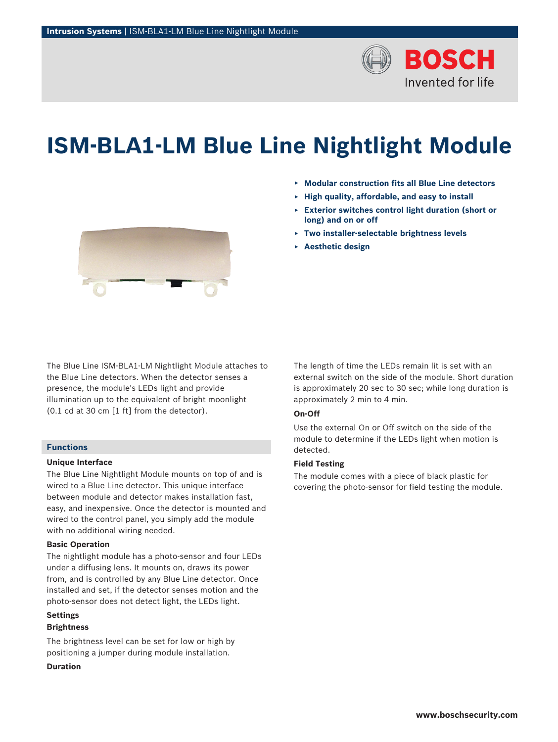# ISM-BLA1-LM Blue Line Nightlight Module

- **Modular construction fits all Blue Line detectors**
- **High quality, affordable, and easy to install**
- **Exterior switches control light duration (short or long) and on or off**
- **Two installer-selectable brightness levels**
- **Aesthetic design**

The Blue Line ISM-BLA1-LM Nightlight Module attaches to the Blue Line detectors. When the detector senses a presence, the module's LEDs light and provide illumination up to the equivalent of bright moonlight (0.1 cd at 30 cm [1 ft] from the detector).

## Functions

### Unique Interface

The Blue Line Nightlight Module mounts on top of and is wired to a Blue Line detector. This unique interface between module and detector makes installation fast, easy, and inexpensive. Once the detector is mounted and wired to the control panel, you simply add the module with no additional wiring needed.

### Basic Operation

The nightlight module has a photo-sensor and four LEDs under a diffusing lens. It mounts on, draws its power from, and is controlled by any Blue Line detector. Once installed and set, if the detector senses motion and the photo-sensor does not detect light, the LEDs light.

### Settings

#### Brightness

The brightness level can be set for low or high by positioning a jumper during module installation.

#### Duration

The length of time the LEDs remain lit is set with an external switch on the side of the module. Short duration is approximately 20 sec to 30 sec; while long duration is approximately 2 min to 4 min.

#### On-Off

Use the external On or Off switch on the side of the module to determine if the LEDs light when motion is detected.

### Field Testing

The module comes with a piece of black plastic for covering the photo-sensor for field testing the module.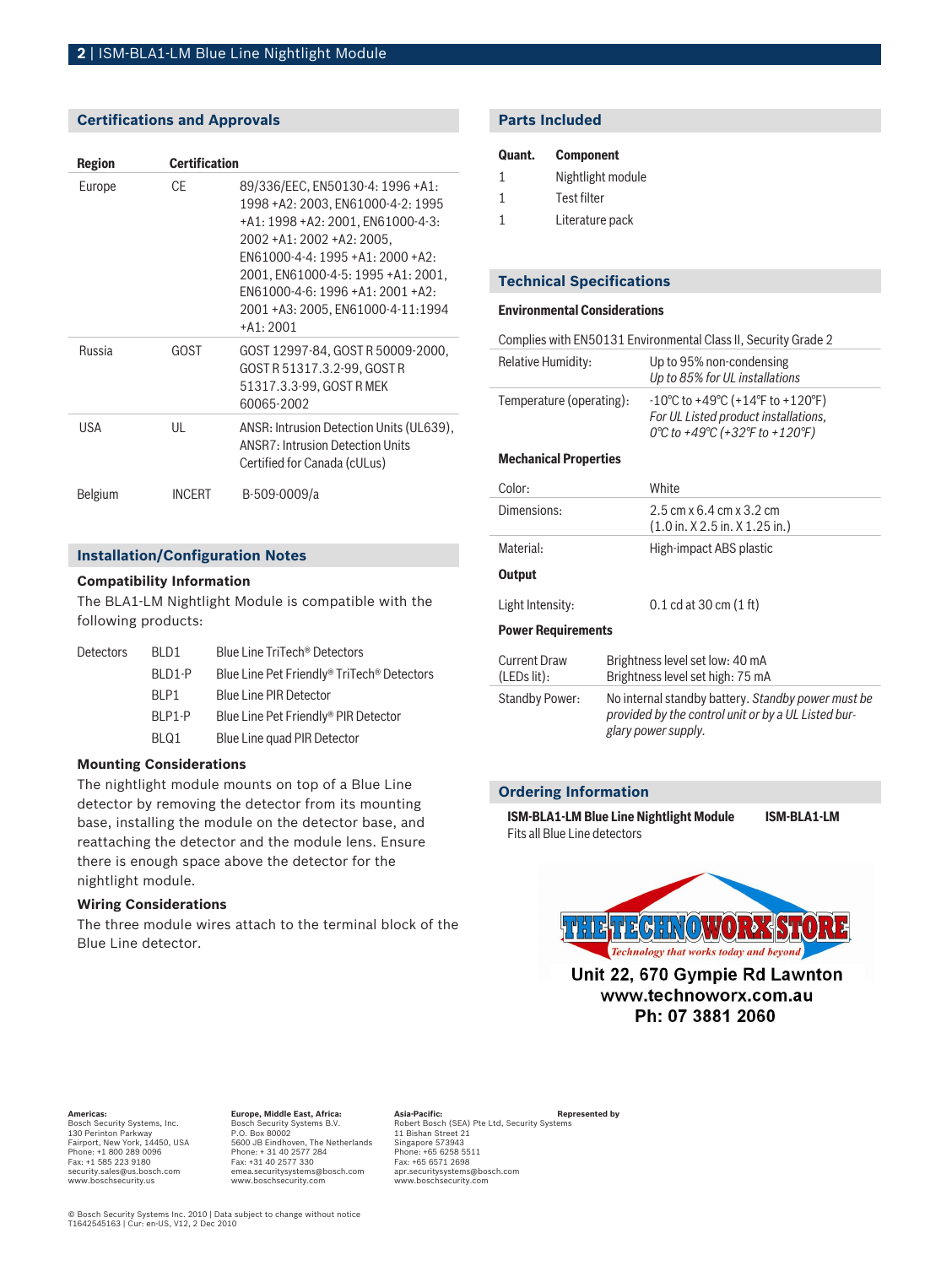## Certifications and Approvals

| Region | Certification | |
|---|---|---|
| Europe | CE | 89/336/EEC, EN50130-4: 1996 +A1: 1998 +A2: 2003, EN61000-4-2: 1995 +A1: 1998 +A2: 2001, EN61000-4-3: 2002 +A1: 2002 +A2: 2005, EN61000-4-4: 1995 +A1: 2000 +A2: 2001, EN61000-4-5: 1995 +A1: 2001, EN61000-4-6: 1996 +A1: 2001 +A2: 2001 +A3: 2005, EN61000-4-11:1994 +A1: 2001 |
| Russia | GOST | GOST 12997-84, GOST R 50009-2000, GOST R 51317.3.2-99, GOST R 51317.3.3-99, GOST R MEK 60065-2002 |
| USA | UL | ANSR: Intrusion Detection Units (UL639), ANSR7: Intrusion Detection Units Certified for Canada (cULus) |
| Belgium | INCERT | B-509-0009/a |

## Installation/Configuration Notes

### Compatibility Information

The BLA1-LM Nightlight Module is compatible with the following products:

| | | |
|---|---|---|
| Detectors | BLD1 | Blue Line TriTech® Detectors |
| | BLD1-P | Blue Line Pet Friendly® TriTech® Detectors |
| | BLP1 | Blue Line PIR Detector |
| | BLP1-P | Blue Line Pet Friendly® PIR Detector |
| | BLQ1 | Blue Line quad PIR Detector |

### Mounting Considerations

The nightlight module mounts on top of a Blue Line detector by removing the detector from its mounting base, installing the module on the detector base, and reattaching the detector and the module lens. Ensure there is enough space above the detector for the nightlight module.

### Wiring Considerations

The three module wires attach to the terminal block of the Blue Line detector.

## Parts Included

| Quant. | Component |
|---|---|
| 1 | Nightlight module |
| 1 | Test filter |
| 1 | Literature pack |

## Technical Specifications

### Environmental Considerations

Complies with EN50131 Environmental Class II, Security Grade 2

| | |
|---|---|
| Relative Humidity: | Up to 95% non-condensing<br>*Up to 85% for UL installations* |
| Temperature (operating): | -10°C to +49°C (+14°F to +120°F)<br>*For UL Listed product installations, 0°C to +49°C (+32°F to +120°F)* |

### Mechanical Properties

| | |
|---|---|
| Color: | White |
| Dimensions: | 2.5 cm x 6.4 cm x 3.2 cm<br>(1.0 in. X 2.5 in. X 1.25 in.) |
| Material: | High-impact ABS plastic |

### Output

| | |
|---|---|
| Light Intensity: | 0.1 cd at 30 cm (1 ft) |

### Power Requirements

| | |
|---|---|
| Current Draw (LEDs lit): | Brightness level set low: 40 mA<br>Brightness level set high: 75 mA |
| Standby Power: | No internal standby battery. *Standby power must be provided by the control unit or by a UL Listed burglary power supply.* |

## Ordering Information

**ISM-BLA1-LM Blue Line Nightlight Module** — **ISM-BLA1-LM**
Fits all Blue Line detectors

THE TECHNOWORX STORE
Technology that works today and beyond
Unit 22, 670 Gympie Rd Lawnton
www.technoworx.com.au
Ph: 07 3881 2060

**Americas:**
Bosch Security Systems, Inc.
130 Perinton Parkway
Fairport, New York, 14450, USA
Phone: +1 800 289 0096
Fax: +1 585 223 9180
security.sales@us.bosch.com
www.boschsecurity.us

**Europe, Middle East, Africa:**
Bosch Security Systems B.V.
P.O. Box 80002
5600 JB Eindhoven, The Netherlands
Phone: + 31 40 2577 284
Fax: +31 40 2577 330
emea.securitysystems@bosch.com
www.boschsecurity.com

**Asia-Pacific:**
Robert Bosch (SEA) Pte Ltd, Security Systems
11 Bishan Street 21
Singapore 573943
Phone: +65 6258 5511
Fax: +65 6571 2698
apr.securitysystems@bosch.com
www.boschsecurity.com

**Represented by**

© Bosch Security Systems Inc. 2010 | Data subject to change without notice
T1642545163 | Cur: en-US, V12, 2 Dec 2010